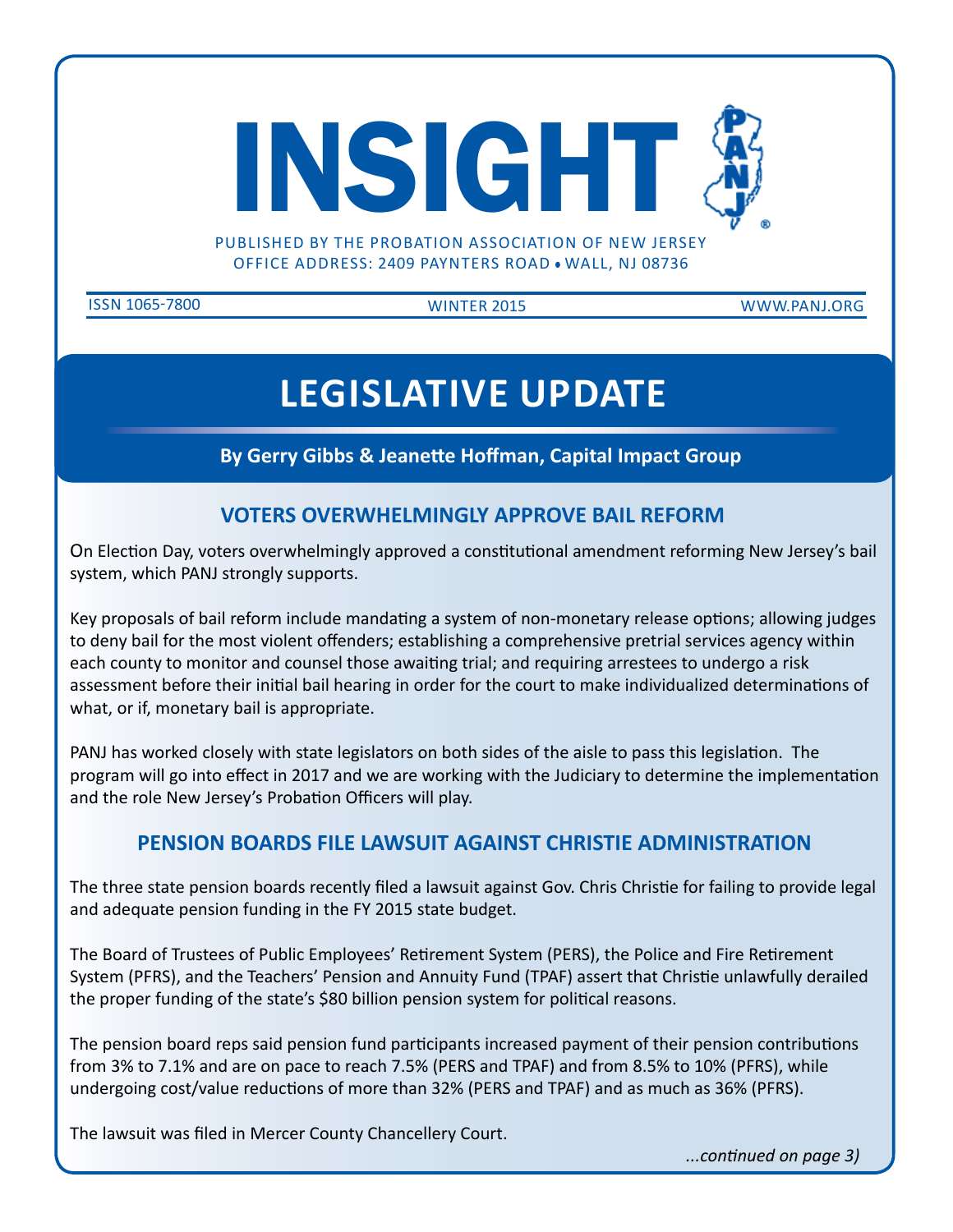# INSIGHT

PUBLISHED BY THE PROBATION ASSOCIATION OF NEW JERSEY
OFFICE ADDRESS: 2409 PAYNTERS ROAD • WALL, NJ 08736

ISSN 1065-7800 | WINTER 2015 | WWW.PANJ.ORG

## LEGISLATIVE UPDATE

**By Gerry Gibbs & Jeanette Hoffman, Capital Impact Group**

### VOTERS OVERWHELMINGLY APPROVE BAIL REFORM

On Election Day, voters overwhelmingly approved a constitutional amendment reforming New Jersey's bail system, which PANJ strongly supports.

Key proposals of bail reform include mandating a system of non-monetary release options; allowing judges to deny bail for the most violent offenders; establishing a comprehensive pretrial services agency within each county to monitor and counsel those awaiting trial; and requiring arrestees to undergo a risk assessment before their initial bail hearing in order for the court to make individualized determinations of what, or if, monetary bail is appropriate.

PANJ has worked closely with state legislators on both sides of the aisle to pass this legislation. The program will go into effect in 2017 and we are working with the Judiciary to determine the implementation and the role New Jersey's Probation Officers will play.

### PENSION BOARDS FILE LAWSUIT AGAINST CHRISTIE ADMINISTRATION

The three state pension boards recently filed a lawsuit against Gov. Chris Christie for failing to provide legal and adequate pension funding in the FY 2015 state budget.

The Board of Trustees of Public Employees' Retirement System (PERS), the Police and Fire Retirement System (PFRS), and the Teachers' Pension and Annuity Fund (TPAF) assert that Christie unlawfully derailed the proper funding of the state's $80 billion pension system for political reasons.

The pension board reps said pension fund participants increased payment of their pension contributions from 3% to 7.1% and are on pace to reach 7.5% (PERS and TPAF) and from 8.5% to 10% (PFRS), while undergoing cost/value reductions of more than 32% (PERS and TPAF) and as much as 36% (PFRS).

The lawsuit was filed in Mercer County Chancellery Court.

*...continued on page 3)*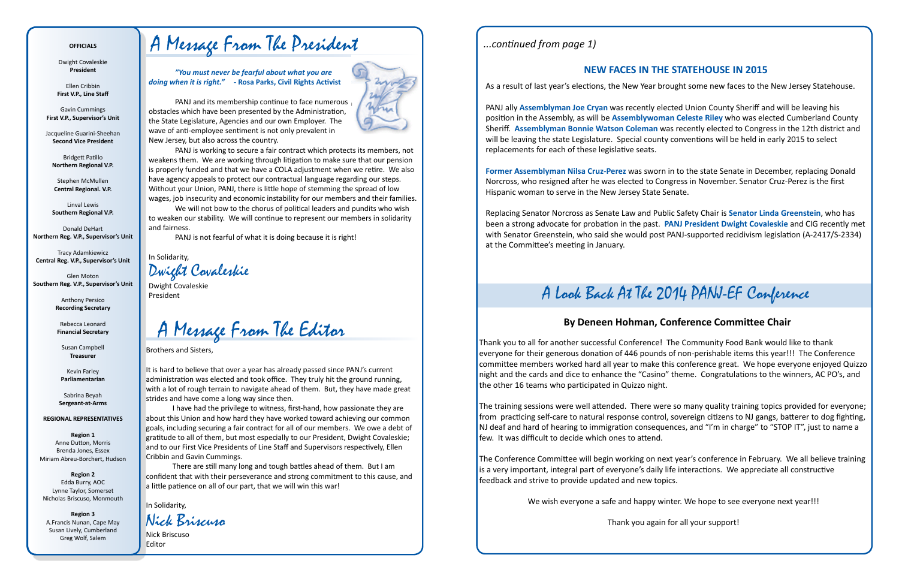**OFFICIALS**

Dwight Covaleskie
**President**

Ellen Cribbin
**First V.P., Line Staff**

Gavin Cummings
**First V.P., Supervisor's Unit**

Jacqueline Guarini-Sheehan
**Second Vice President**

Bridgett Patillo
**Northern Regional V.P.**

Stephen McMullen
**Central Regional. V.P.**

Linval Lewis
**Southern Regional V.P.**

Donald DeHart
**Northern Reg. V.P., Supervisor's Unit**

Tracy Adamkiewicz
**Central Reg. V.P., Supervisor's Unit**

Glen Moton
**Southern Reg. V.P., Supervisor's Unit**

Anthony Persico
**Recording Secretary**

Rebecca Leonard
**Financial Secretary**

Susan Campbell
**Treasurer**

Kevin Farley
**Parliamentarian**

Sabrina Beyah
**Sergeant-at-Arms**

**REGIONAL REPRESENTATIVES**

**Region 1**
Anne Dutton, Morris
Brenda Jones, Essex
Miriam Abreu-Borchert, Hudson

**Region 2**
Edda Burry, AOC
Lynne Taylor, Somerset
Nicholas Briscuso, Monmouth

**Region 3**
A.Francis Nunan, Cape May
Susan Lively, Cumberland
Greg Wolf, Salem

# A Message From The President

***"You must never be fearful about what you are doing when it is right." - Rosa Parks, Civil Rights Activist***

PANJ and its membership continue to face numerous obstacles which have been presented by the Administration, the State Legislature, Agencies and our own Employer. The wave of anti-employee sentiment is not only prevalent in New Jersey, but also across the country.

PANJ is working to secure a fair contract which protects its members, not weakens them. We are working through litigation to make sure that our pension is properly funded and that we have a COLA adjustment when we retire. We also have agency appeals to protect our contractual language regarding our steps. Without your Union, PANJ, there is little hope of stemming the spread of low wages, job insecurity and economic instability for our members and their families.

We will not bow to the chorus of political leaders and pundits who wish to weaken our stability. We will continue to represent our members in solidarity and fairness.

PANJ is not fearful of what it is doing because it is right!

In Solidarity,
*Dwight Covaleskie*
Dwight Covaleskie
President

# A Message From The Editor

Brothers and Sisters,

It is hard to believe that over a year has already passed since PANJ's current administration was elected and took office. They truly hit the ground running, with a lot of rough terrain to navigate ahead of them. But, they have made great strides and have come a long way since then.

I have had the privilege to witness, first-hand, how passionate they are about this Union and how hard they have worked toward achieving our common goals, including securing a fair contract for all of our members. We owe a debt of gratitude to all of them, but most especially to our President, Dwight Covaleskie; and to our First Vice Presidents of Line Staff and Supervisors respectively, Ellen Cribbin and Gavin Cummings.

There are still many long and tough battles ahead of them. But I am confident that with their perseverance and strong commitment to this cause, and a little patience on all of our part, that we will win this war!

In Solidarity,
*Nick Briscuso*
Nick Briscuso
Editor

*...continued from page 1)*

## NEW FACES IN THE STATEHOUSE IN 2015

As a result of last year's elections, the New Year brought some new faces to the New Jersey Statehouse.

PANJ ally **Assemblyman Joe Cryan** was recently elected Union County Sheriff and will be leaving his position in the Assembly, as will be **Assemblywoman Celeste Riley** who was elected Cumberland County Sheriff. **Assemblyman Bonnie Watson Coleman** was recently elected to Congress in the 12th district and will be leaving the state Legislature. Special county conventions will be held in early 2015 to select replacements for each of these legislative seats.

**Former Assemblyman Nilsa Cruz-Perez** was sworn in to the state Senate in December, replacing Donald Norcross, who resigned after he was elected to Congress in November. Senator Cruz-Perez is the first Hispanic woman to serve in the New Jersey State Senate.

Replacing Senator Norcross as Senate Law and Public Safety Chair is **Senator Linda Greenstein**, who has been a strong advocate for probation in the past. **PANJ President Dwight Covaleskie** and CIG recently met with Senator Greenstein, who said she would post PANJ-supported recidivism legislation (A-2417/S-2334) at the Committee's meeting in January.

# A Look Back At The 2014 PANJ-EF Conference

### By Deneen Hohman, Conference Committee Chair

Thank you to all for another successful Conference! The Community Food Bank would like to thank everyone for their generous donation of 446 pounds of non-perishable items this year!!! The Conference committee members worked hard all year to make this conference great. We hope everyone enjoyed Quizzo night and the cards and dice to enhance the "Casino" theme. Congratulations to the winners, AC PO's, and the other 16 teams who participated in Quizzo night.

The training sessions were well attended. There were so many quality training topics provided for everyone; from practicing self-care to natural response control, sovereign citizens to NJ gangs, batterer to dog fighting, NJ deaf and hard of hearing to immigration consequences, and "I'm in charge" to "STOP IT", just to name a few. It was difficult to decide which ones to attend.

The Conference Committee will begin working on next year's conference in February. We all believe training is a very important, integral part of everyone's daily life interactions. We appreciate all constructive feedback and strive to provide updated and new topics.

We wish everyone a safe and happy winter. We hope to see everyone next year!!!

Thank you again for all your support!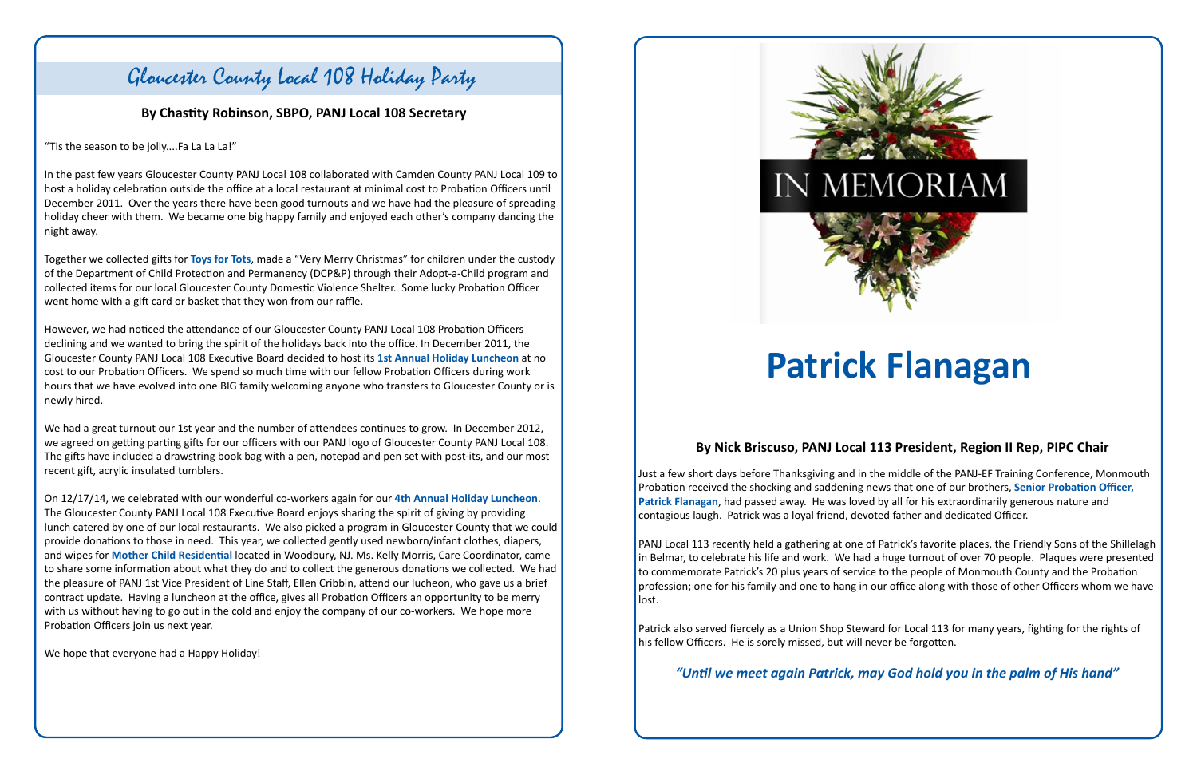## Gloucester County Local 108 Holiday Party

**By Chastity Robinson, SBPO, PANJ Local 108 Secretary**

"Tis the season to be jolly....Fa La La La!"

In the past few years Gloucester County PANJ Local 108 collaborated with Camden County PANJ Local 109 to host a holiday celebration outside the office at a local restaurant at minimal cost to Probation Officers until December 2011. Over the years there have been good turnouts and we have had the pleasure of spreading holiday cheer with them. We became one big happy family and enjoyed each other's company dancing the night away.

Together we collected gifts for **Toys for Tots**, made a "Very Merry Christmas" for children under the custody of the Department of Child Protection and Permanency (DCP&P) through their Adopt-a-Child program and collected items for our local Gloucester County Domestic Violence Shelter. Some lucky Probation Officer went home with a gift card or basket that they won from our raffle.

However, we had noticed the attendance of our Gloucester County PANJ Local 108 Probation Officers declining and we wanted to bring the spirit of the holidays back into the office. In December 2011, the Gloucester County PANJ Local 108 Executive Board decided to host its **1st Annual Holiday Luncheon** at no cost to our Probation Officers. We spend so much time with our fellow Probation Officers during work hours that we have evolved into one BIG family welcoming anyone who transfers to Gloucester County or is newly hired.

We had a great turnout our 1st year and the number of attendees continues to grow. In December 2012, we agreed on getting parting gifts for our officers with our PANJ logo of Gloucester County PANJ Local 108. The gifts have included a drawstring book bag with a pen, notepad and pen set with post-its, and our most recent gift, acrylic insulated tumblers.

On 12/17/14, we celebrated with our wonderful co-workers again for our **4th Annual Holiday Luncheon**. The Gloucester County PANJ Local 108 Executive Board enjoys sharing the spirit of giving by providing lunch catered by one of our local restaurants. We also picked a program in Gloucester County that we could provide donations to those in need. This year, we collected gently used newborn/infant clothes, diapers, and wipes for **Mother Child Residential** located in Woodbury, NJ. Ms. Kelly Morris, Care Coordinator, came to share some information about what they do and to collect the generous donations we collected. We had the pleasure of PANJ 1st Vice President of Line Staff, Ellen Cribbin, attend our lucheon, who gave us a brief contract update. Having a luncheon at the office, gives all Probation Officers an opportunity to be merry with us without having to go out in the cold and enjoy the company of our co-workers. We hope more Probation Officers join us next year.

We hope that everyone had a Happy Holiday!

IN MEMORIAM

# Patrick Flanagan

**By Nick Briscuso, PANJ Local 113 President, Region II Rep, PIPC Chair**

Just a few short days before Thanksgiving and in the middle of the PANJ-EF Training Conference, Monmouth Probation received the shocking and saddening news that one of our brothers, **Senior Probation Officer, Patrick Flanagan**, had passed away. He was loved by all for his extraordinarily generous nature and contagious laugh. Patrick was a loyal friend, devoted father and dedicated Officer.

PANJ Local 113 recently held a gathering at one of Patrick's favorite places, the Friendly Sons of the Shillelagh in Belmar, to celebrate his life and work. We had a huge turnout of over 70 people. Plaques were presented to commemorate Patrick's 20 plus years of service to the people of Monmouth County and the Probation profession; one for his family and one to hang in our office along with those of other Officers whom we have lost.

Patrick also served fiercely as a Union Shop Steward for Local 113 for many years, fighting for the rights of his fellow Officers. He is sorely missed, but will never be forgotten.

***"Until we meet again Patrick, may God hold you in the palm of His hand"***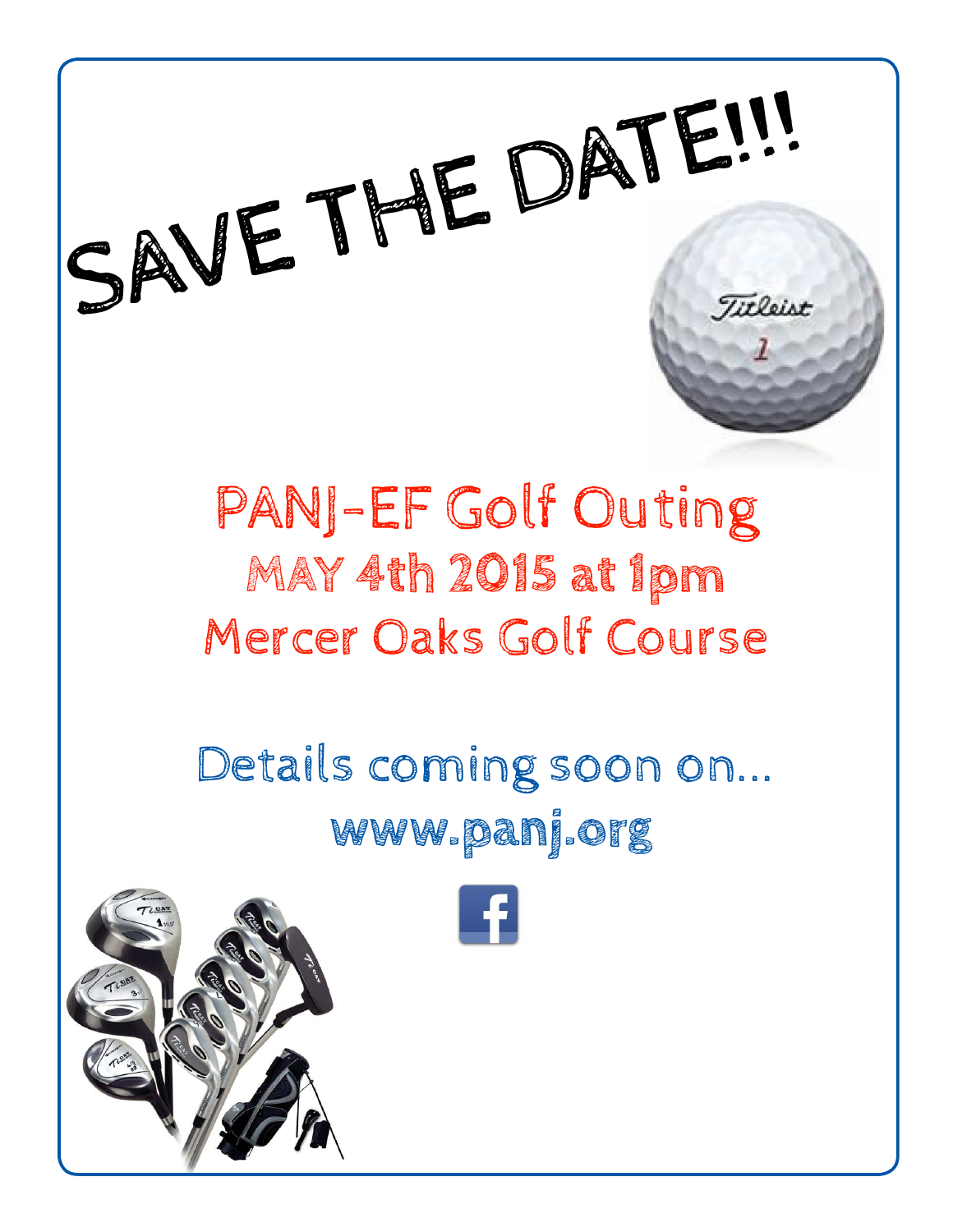# SAVE THE DATE!!!

## PANJ-EF Golf Outing

## MAY 4th 2015 at 1pm

## Mercer Oaks Golf Course

Details coming soon on...

**www.panj.org**